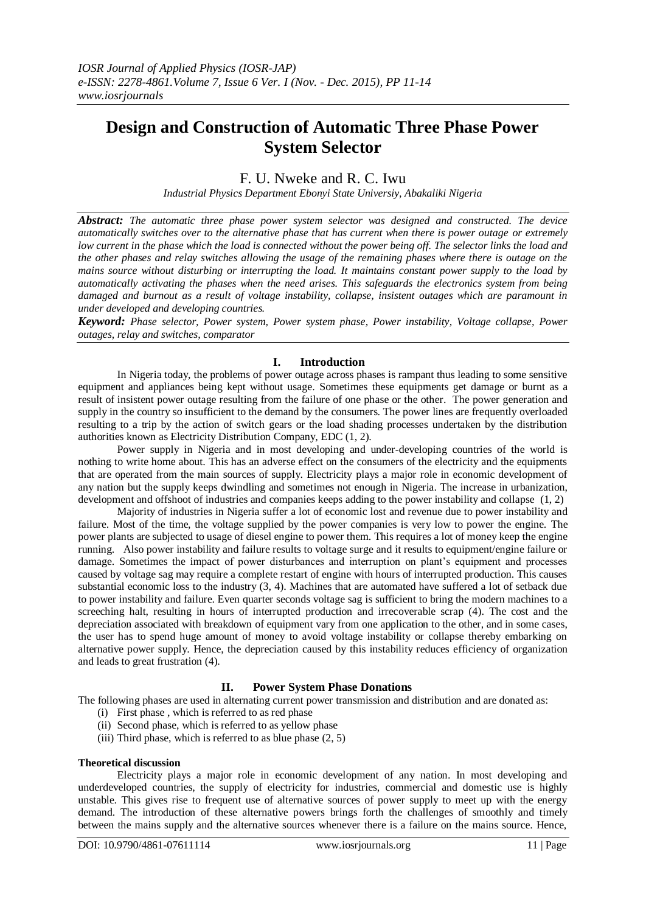# Design and Construction of Automatic Three Phase Power System Selector

F. U. Nweke and R. C. Iwu

*Industrial Physics Department Ebonyi State Universiy, Abakaliki Nigeria*

***Abstract:*** *The automatic three phase power system selector was designed and constructed. The device automatically switches over to the alternative phase that has current when there is power outage or extremely low current in the phase which the load is connected without the power being off. The selector links the load and the other phases and relay switches allowing the usage of the remaining phases where there is outage on the mains source without disturbing or interrupting the load. It maintains constant power supply to the load by automatically activating the phases when the need arises. This safeguards the electronics system from being damaged and burnout as a result of voltage instability, collapse, insistent outages which are paramount in under developed and developing countries.*

***Keyword:*** *Phase selector, Power system, Power system phase, Power instability, Voltage collapse, Power outages, relay and switches, comparator*

## I. Introduction

In Nigeria today, the problems of power outage across phases is rampant thus leading to some sensitive equipment and appliances being kept without usage. Sometimes these equipments get damage or burnt as a result of insistent power outage resulting from the failure of one phase or the other. The power generation and supply in the country so insufficient to the demand by the consumers. The power lines are frequently overloaded resulting to a trip by the action of switch gears or the load shading processes undertaken by the distribution authorities known as Electricity Distribution Company, EDC (1, 2).

Power supply in Nigeria and in most developing and under-developing countries of the world is nothing to write home about. This has an adverse effect on the consumers of the electricity and the equipments that are operated from the main sources of supply. Electricity plays a major role in economic development of any nation but the supply keeps dwindling and sometimes not enough in Nigeria. The increase in urbanization, development and offshoot of industries and companies keeps adding to the power instability and collapse (1, 2)

Majority of industries in Nigeria suffer a lot of economic lost and revenue due to power instability and failure. Most of the time, the voltage supplied by the power companies is very low to power the engine. The power plants are subjected to usage of diesel engine to power them. This requires a lot of money keep the engine running. Also power instability and failure results to voltage surge and it results to equipment/engine failure or damage. Sometimes the impact of power disturbances and interruption on plant's equipment and processes caused by voltage sag may require a complete restart of engine with hours of interrupted production. This causes substantial economic loss to the industry (3, 4). Machines that are automated have suffered a lot of setback due to power instability and failure. Even quarter seconds voltage sag is sufficient to bring the modern machines to a screeching halt, resulting in hours of interrupted production and irrecoverable scrap (4). The cost and the depreciation associated with breakdown of equipment vary from one application to the other, and in some cases, the user has to spend huge amount of money to avoid voltage instability or collapse thereby embarking on alternative power supply. Hence, the depreciation caused by this instability reduces efficiency of organization and leads to great frustration (4).

## II. Power System Phase Donations

The following phases are used in alternating current power transmission and distribution and are donated as:

(i) First phase , which is referred to as red phase
(ii) Second phase, which is referred to as yellow phase
(iii) Third phase, which is referred to as blue phase (2, 5)

### Theoretical discussion

Electricity plays a major role in economic development of any nation. In most developing and underdeveloped countries, the supply of electricity for industries, commercial and domestic use is highly unstable. This gives rise to frequent use of alternative sources of power supply to meet up with the energy demand. The introduction of these alternative powers brings forth the challenges of smoothly and timely between the mains supply and the alternative sources whenever there is a failure on the mains source. Hence,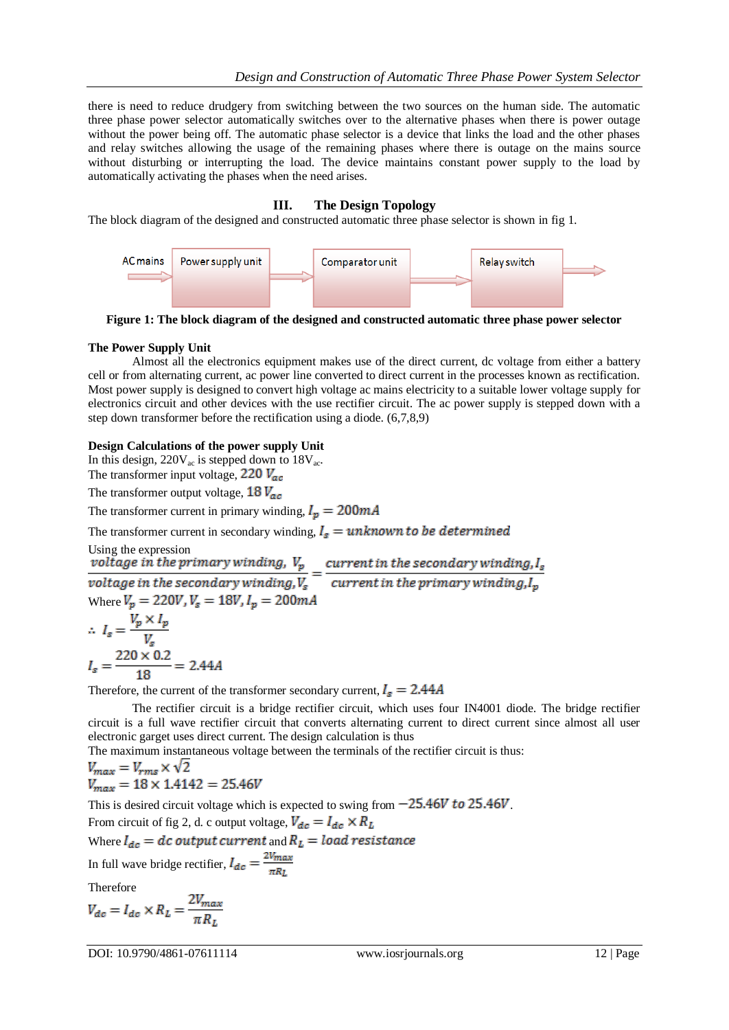there is need to reduce drudgery from switching between the two sources on the human side. The automatic three phase power selector automatically switches over to the alternative phases when there is power outage without the power being off. The automatic phase selector is a device that links the load and the other phases and relay switches allowing the usage of the remaining phases where there is outage on the mains source without disturbing or interrupting the load. The device maintains constant power supply to the load by automatically activating the phases when the need arises.

## III. The Design Topology

The block diagram of the designed and constructed automatic three phase selector is shown in fig 1.

AC mains → Power supply unit → Comparator unit → Relay switch →

**Figure 1: The block diagram of the designed and constructed automatic three phase power selector**

### The Power Supply Unit

Almost all the electronics equipment makes use of the direct current, dc voltage from either a battery cell or from alternating current, ac power line converted to direct current in the processes known as rectification. Most power supply is designed to convert high voltage ac mains electricity to a suitable lower voltage supply for electronics circuit and other devices with the use rectifier circuit. The ac power supply is stepped down with a step down transformer before the rectification using a diode. (6,7,8,9)

### Design Calculations of the power supply Unit

In this design, $220V_{ac}$ is stepped down to $18V_{ac}$.

The transformer input voltage, $220\ V_{ac}$

The transformer output voltage, $18\ V_{ac}$

The transformer current in primary winding, $I_p = 200mA$

The transformer current in secondary winding, $I_s = unknown\ to\ be\ determined$

Using the expression

$$\frac{voltage\ in\ the\ primary\ winding,\ V_p}{voltage\ in\ the\ secondary\ winding, V_s} = \frac{current\ in\ the\ secondary\ winding, I_s}{current\ in\ the\ primary\ winding, I_p}$$

Where $V_p = 220V, V_s = 18V, I_p = 200mA$

$$\therefore\ I_s = \frac{V_p \times I_p}{V_s}$$

$$I_s = \frac{220 \times 0.2}{18} = 2.44A$$

Therefore, the current of the transformer secondary current, $I_s = 2.44A$

The rectifier circuit is a bridge rectifier circuit, which uses four IN4001 diode. The bridge rectifier circuit is a full wave rectifier circuit that converts alternating current to direct current since almost all user electronic garget uses direct current. The design calculation is thus

The maximum instantaneous voltage between the terminals of the rectifier circuit is thus:

$$V_{max} = V_{rms} \times \sqrt{2}$$

$$V_{max} = 18 \times 1.4142 = 25.46V$$

This is desired circuit voltage which is expected to swing from $-25.46V\ to\ 25.46V$.

From circuit of fig 2, d. c output voltage, $V_{dc} = I_{dc} \times R_L$

Where $I_{dc} = dc\ output\ current$ and $R_L = load\ resistance$

In full wave bridge rectifier, $I_{dc} = \frac{2V_{max}}{\pi R_L}$

Therefore

$$V_{dc} = I_{dc} \times R_L = \frac{2V_{max}}{\pi R_L}$$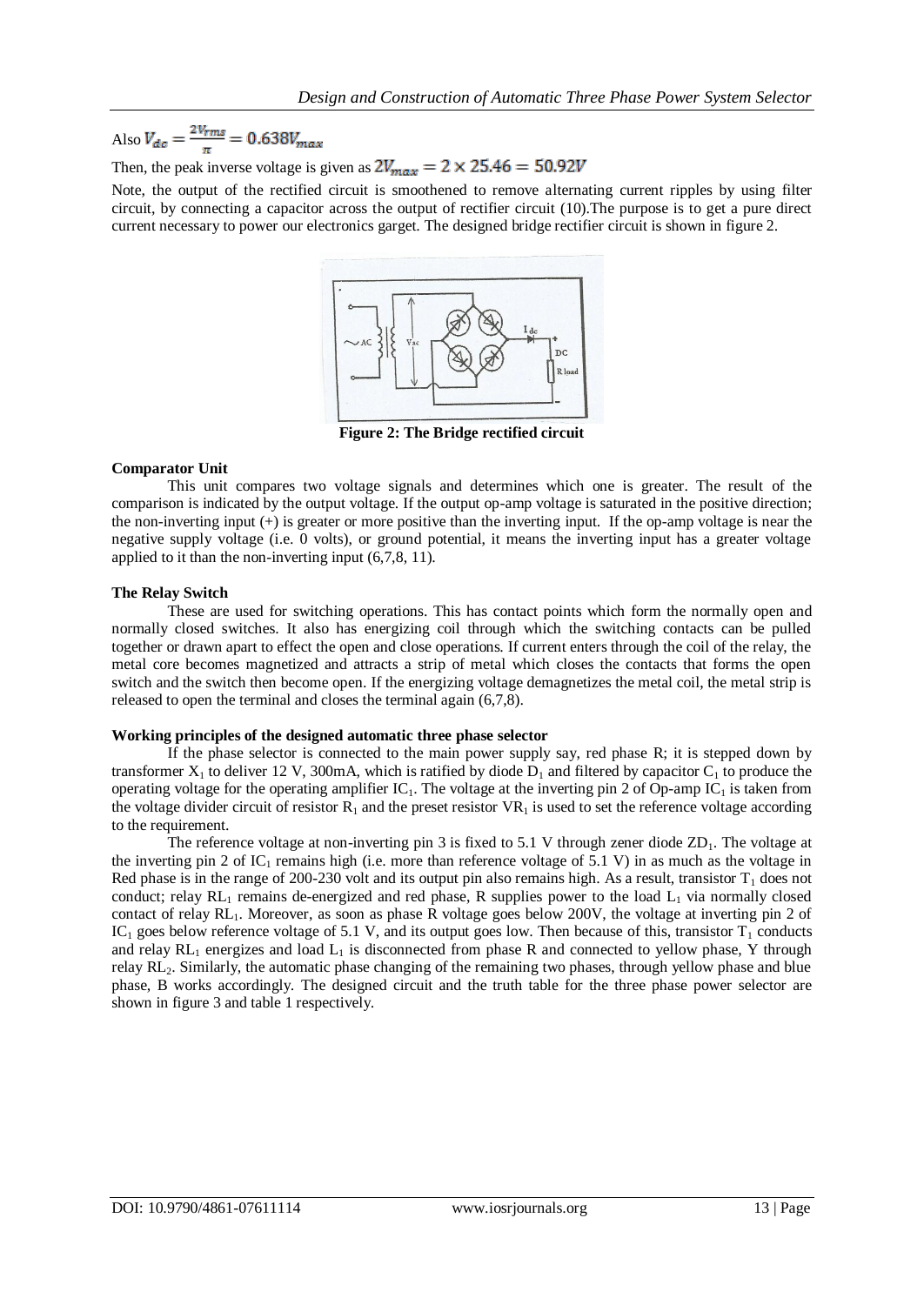Also $V_{dc} = \frac{2V_{rms}}{\pi} = 0.638V_{max}$

Then, the peak inverse voltage is given as $2V_{max} = 2 \times 25.46 = 50.92V$

Note, the output of the rectified circuit is smoothened to remove alternating current ripples by using filter circuit, by connecting a capacitor across the output of rectifier circuit (10).The purpose is to get a pure direct current necessary to power our electronics garget. The designed bridge rectifier circuit is shown in figure 2.

**Figure 2: The Bridge rectified circuit**

**Comparator Unit**

This unit compares two voltage signals and determines which one is greater. The result of the comparison is indicated by the output voltage. If the output op-amp voltage is saturated in the positive direction; the non-inverting input (+) is greater or more positive than the inverting input. If the op-amp voltage is near the negative supply voltage (i.e. 0 volts), or ground potential, it means the inverting input has a greater voltage applied to it than the non-inverting input (6,7,8, 11).

**The Relay Switch**

These are used for switching operations. This has contact points which form the normally open and normally closed switches. It also has energizing coil through which the switching contacts can be pulled together or drawn apart to effect the open and close operations. If current enters through the coil of the relay, the metal core becomes magnetized and attracts a strip of metal which closes the contacts that forms the open switch and the switch then become open. If the energizing voltage demagnetizes the metal coil, the metal strip is released to open the terminal and closes the terminal again (6,7,8).

**Working principles of the designed automatic three phase selector**

If the phase selector is connected to the main power supply say, red phase R; it is stepped down by transformer $X_1$ to deliver 12 V, 300mA, which is ratified by diode $D_1$ and filtered by capacitor $C_1$ to produce the operating voltage for the operating amplifier $IC_1$. The voltage at the inverting pin 2 of Op-amp $IC_1$ is taken from the voltage divider circuit of resistor $R_1$ and the preset resistor $VR_1$ is used to set the reference voltage according to the requirement.

The reference voltage at non-inverting pin 3 is fixed to 5.1 V through zener diode $ZD_1$. The voltage at the inverting pin 2 of $IC_1$ remains high (i.e. more than reference voltage of 5.1 V) in as much as the voltage in Red phase is in the range of 200-230 volt and its output pin also remains high. As a result, transistor $T_1$ does not conduct; relay $RL_1$ remains de-energized and red phase, R supplies power to the load $L_1$ via normally closed contact of relay $RL_1$. Moreover, as soon as phase R voltage goes below 200V, the voltage at inverting pin 2 of $IC_1$ goes below reference voltage of 5.1 V, and its output goes low. Then because of this, transistor $T_1$ conducts and relay $RL_1$ energizes and load $L_1$ is disconnected from phase R and connected to yellow phase, Y through relay $RL_2$. Similarly, the automatic phase changing of the remaining two phases, through yellow phase and blue phase, B works accordingly. The designed circuit and the truth table for the three phase power selector are shown in figure 3 and table 1 respectively.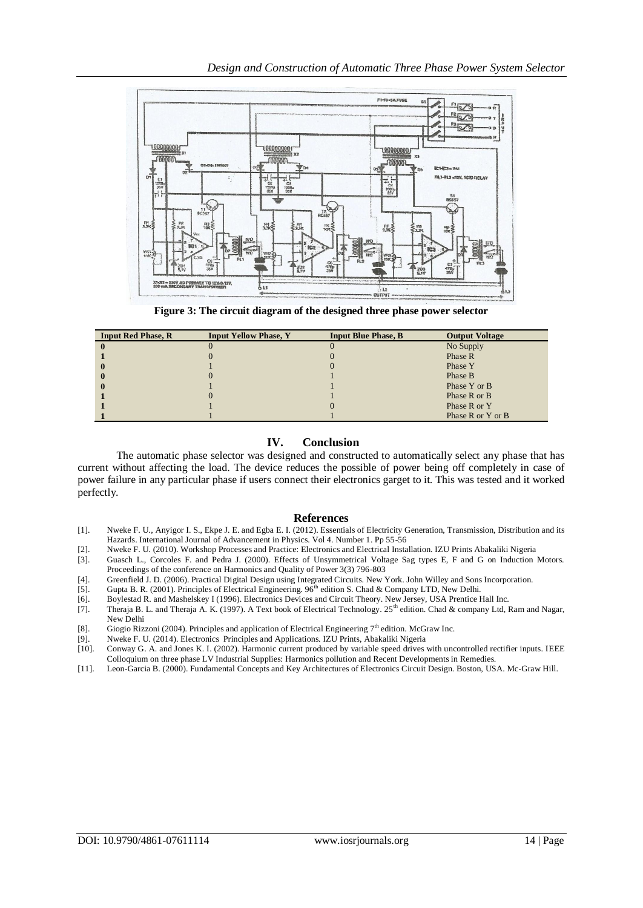Figure 3: The circuit diagram of the designed three phase power selector

| Input Red Phase, R | Input Yellow Phase, Y | Input Blue Phase, B | Output Voltage |
| --- | --- | --- | --- |
| **0** | 0 | 0 | No Supply |
| **1** | 0 | 0 | Phase R |
| **0** | 1 | 0 | Phase Y |
| **0** | 0 | 1 | Phase B |
| **0** | 1 | 1 | Phase Y or B |
| **1** | 0 | 1 | Phase R or B |
| **1** | 1 | 0 | Phase R or Y |
| **1** | 1 | 1 | Phase R or Y or B |

## IV. Conclusion

The automatic phase selector was designed and constructed to automatically select any phase that has current without affecting the load. The device reduces the possible of power being off completely in case of power failure in any particular phase if users connect their electronics garget to it. This was tested and it worked perfectly.

## References

[1]. Nweke F. U., Anyigor I. S., Ekpe J. E. and Egba E. I. (2012). Essentials of Electricity Generation, Transmission, Distribution and its Hazards. International Journal of Advancement in Physics. Vol 4. Number 1. Pp 55-56

[2]. Nweke F. U. (2010). Workshop Processes and Practice: Electronics and Electrical Installation. IZU Prints Abakaliki Nigeria

[3]. Guasch L., Corcoles F. and Pedra J. (2000). Effects of Unsymmetrical Voltage Sag types E, F and G on Induction Motors. Proceedings of the conference on Harmonics and Quality of Power 3(3) 796-803

[4]. Greenfield J. D. (2006). Practical Digital Design using Integrated Circuits. New York. John Willey and Sons Incorporation.

[5]. Gupta B. R. (2001). Principles of Electrical Engineering. 96th edition S. Chad & Company LTD, New Delhi.

[6]. Boylestad R. and Mashelskey I (1996). Electronics Devices and Circuit Theory. New Jersey, USA Prentice Hall Inc.

[7]. Theraja B. L. and Theraja A. K. (1997). A Text book of Electrical Technology. 25th edition. Chad & company Ltd, Ram and Nagar, New Delhi

[8]. Giogio Rizzoni (2004). Principles and application of Electrical Engineering 7th edition. McGraw Inc.

[9]. Nweke F. U. (2014). Electronics Principles and Applications. IZU Prints, Abakaliki Nigeria

[10]. Conway G. A. and Jones K. I. (2002). Harmonic current produced by variable speed drives with uncontrolled rectifier inputs. IEEE Colloquium on three phase LV Industrial Supplies: Harmonics pollution and Recent Developments in Remedies.

[11]. Leon-Garcia B. (2000). Fundamental Concepts and Key Architectures of Electronics Circuit Design. Boston, USA. Mc-Graw Hill.